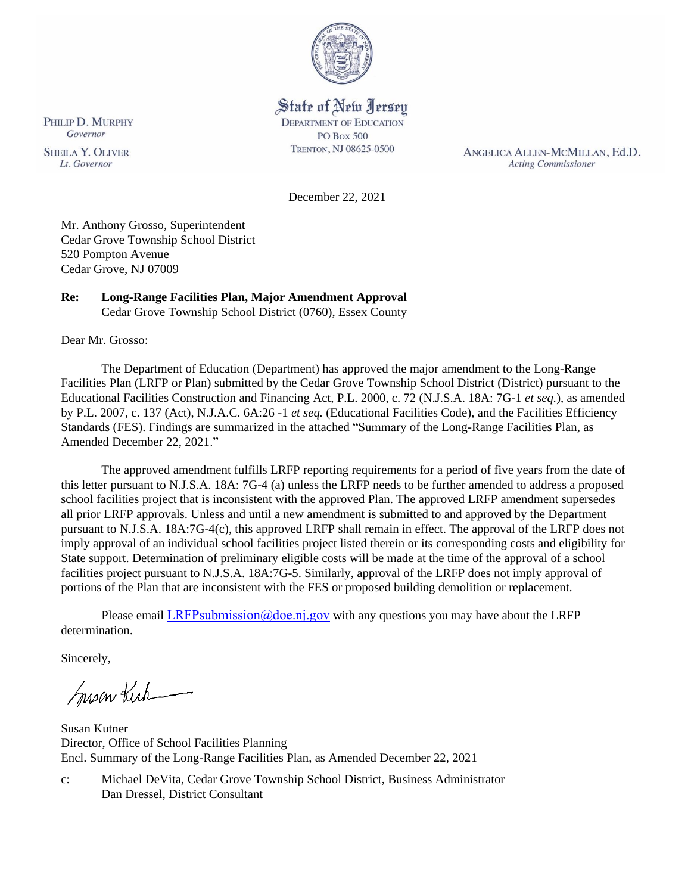PHILIP D. MURPHY
*Governor*

SHEILA Y. OLIVER
*Lt. Governor*

State of New Jersey
DEPARTMENT OF EDUCATION
PO BOX 500
TRENTON, NJ 08625-0500

ANGELICA ALLEN-MCMILLAN, Ed.D.
*Acting Commissioner*

December 22, 2021

Mr. Anthony Grosso, Superintendent
Cedar Grove Township School District
520 Pompton Avenue
Cedar Grove, NJ 07009

**Re: Long-Range Facilities Plan, Major Amendment Approval**
Cedar Grove Township School District (0760), Essex County

Dear Mr. Grosso:

The Department of Education (Department) has approved the major amendment to the Long-Range Facilities Plan (LRFP or Plan) submitted by the Cedar Grove Township School District (District) pursuant to the Educational Facilities Construction and Financing Act, P.L. 2000, c. 72 (N.J.S.A. 18A: 7G-1 *et seq.*), as amended by P.L. 2007, c. 137 (Act), N.J.A.C. 6A:26 -1 *et seq.* (Educational Facilities Code), and the Facilities Efficiency Standards (FES). Findings are summarized in the attached "Summary of the Long-Range Facilities Plan, as Amended December 22, 2021."

The approved amendment fulfills LRFP reporting requirements for a period of five years from the date of this letter pursuant to N.J.S.A. 18A: 7G-4 (a) unless the LRFP needs to be further amended to address a proposed school facilities project that is inconsistent with the approved Plan. The approved LRFP amendment supersedes all prior LRFP approvals. Unless and until a new amendment is submitted to and approved by the Department pursuant to N.J.S.A. 18A:7G-4(c), this approved LRFP shall remain in effect. The approval of the LRFP does not imply approval of an individual school facilities project listed therein or its corresponding costs and eligibility for State support. Determination of preliminary eligible costs will be made at the time of the approval of a school facilities project pursuant to N.J.S.A. 18A:7G-5. Similarly, approval of the LRFP does not imply approval of portions of the Plan that are inconsistent with the FES or proposed building demolition or replacement.

Please email LRFPsubmission@doe.nj.gov with any questions you may have about the LRFP determination.

Sincerely,

Susan Kutner
Director, Office of School Facilities Planning
Encl. Summary of the Long-Range Facilities Plan, as Amended December 22, 2021

c: Michael DeVita, Cedar Grove Township School District, Business Administrator
Dan Dressel, District Consultant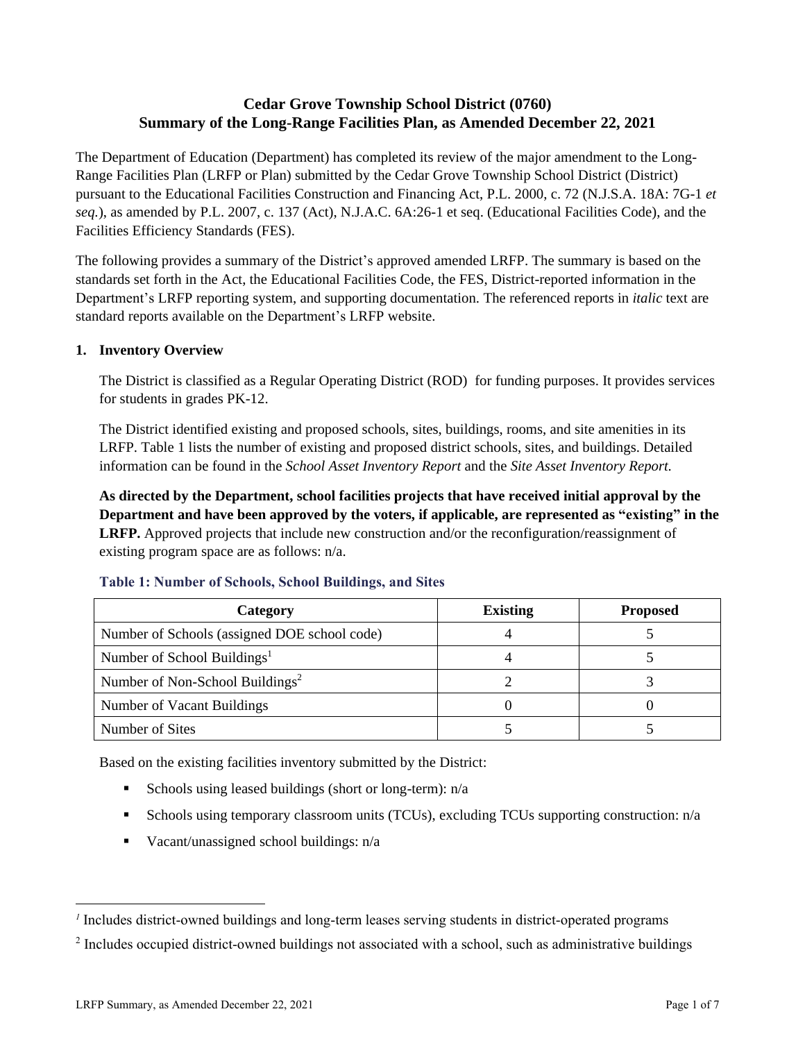# Cedar Grove Township School District (0760)
# Summary of the Long-Range Facilities Plan, as Amended December 22, 2021

The Department of Education (Department) has completed its review of the major amendment to the Long-Range Facilities Plan (LRFP or Plan) submitted by the Cedar Grove Township School District (District) pursuant to the Educational Facilities Construction and Financing Act, P.L. 2000, c. 72 (N.J.S.A. 18A: 7G-1 *et seq.*), as amended by P.L. 2007, c. 137 (Act), N.J.A.C. 6A:26-1 et seq. (Educational Facilities Code), and the Facilities Efficiency Standards (FES).

The following provides a summary of the District's approved amended LRFP. The summary is based on the standards set forth in the Act, the Educational Facilities Code, the FES, District-reported information in the Department's LRFP reporting system, and supporting documentation. The referenced reports in *italic* text are standard reports available on the Department's LRFP website.

## 1. Inventory Overview

The District is classified as a Regular Operating District (ROD) for funding purposes. It provides services for students in grades PK-12.

The District identified existing and proposed schools, sites, buildings, rooms, and site amenities in its LRFP. Table 1 lists the number of existing and proposed district schools, sites, and buildings. Detailed information can be found in the *School Asset Inventory Report* and the *Site Asset Inventory Report.*

**As directed by the Department, school facilities projects that have received initial approval by the Department and have been approved by the voters, if applicable, are represented as "existing" in the LRFP.** Approved projects that include new construction and/or the reconfiguration/reassignment of existing program space are as follows: n/a.

### Table 1: Number of Schools, School Buildings, and Sites

| Category | Existing | Proposed |
|---|---|---|
| Number of Schools (assigned DOE school code) | 4 | 5 |
| Number of School Buildings[1] | 4 | 5 |
| Number of Non-School Buildings[2] | 2 | 3 |
| Number of Vacant Buildings | 0 | 0 |
| Number of Sites | 5 | 5 |

Based on the existing facilities inventory submitted by the District:

- Schools using leased buildings (short or long-term): n/a
- Schools using temporary classroom units (TCUs), excluding TCUs supporting construction: n/a
- Vacant/unassigned school buildings: n/a

[1] Includes district-owned buildings and long-term leases serving students in district-operated programs

[2] Includes occupied district-owned buildings not associated with a school, such as administrative buildings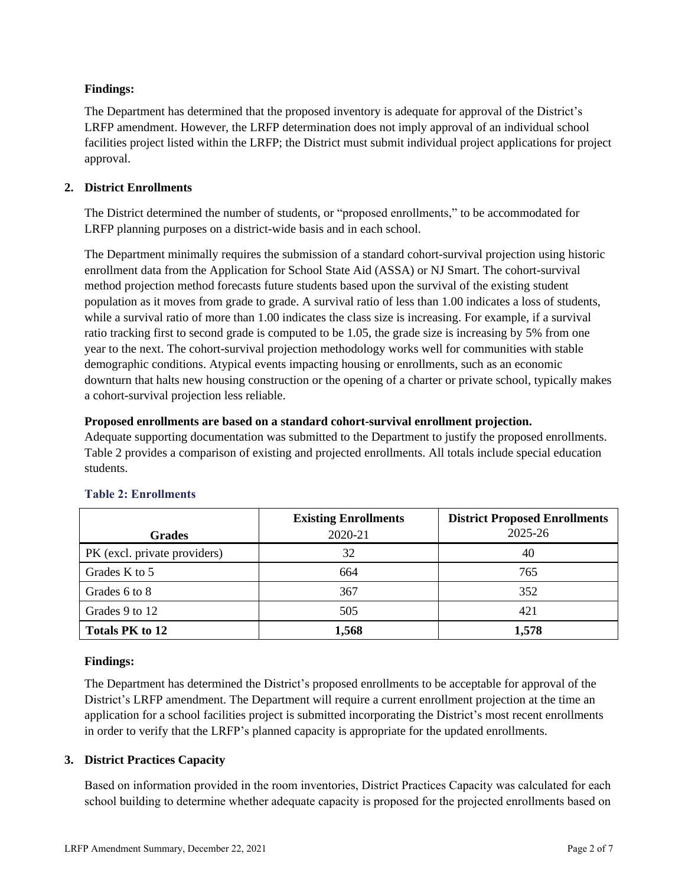**Findings:**

The Department has determined that the proposed inventory is adequate for approval of the District's LRFP amendment. However, the LRFP determination does not imply approval of an individual school facilities project listed within the LRFP; the District must submit individual project applications for project approval.

## 2. District Enrollments

The District determined the number of students, or "proposed enrollments," to be accommodated for LRFP planning purposes on a district-wide basis and in each school.

The Department minimally requires the submission of a standard cohort-survival projection using historic enrollment data from the Application for School State Aid (ASSA) or NJ Smart. The cohort-survival method projection method forecasts future students based upon the survival of the existing student population as it moves from grade to grade. A survival ratio of less than 1.00 indicates a loss of students, while a survival ratio of more than 1.00 indicates the class size is increasing. For example, if a survival ratio tracking first to second grade is computed to be 1.05, the grade size is increasing by 5% from one year to the next. The cohort-survival projection methodology works well for communities with stable demographic conditions. Atypical events impacting housing or enrollments, such as an economic downturn that halts new housing construction or the opening of a charter or private school, typically makes a cohort-survival projection less reliable.

**Proposed enrollments are based on a standard cohort-survival enrollment projection.**
Adequate supporting documentation was submitted to the Department to justify the proposed enrollments. Table 2 provides a comparison of existing and projected enrollments. All totals include special education students.

**Table 2: Enrollments**

| Grades | Existing Enrollments 2020-21 | District Proposed Enrollments 2025-26 |
|---|---|---|
| PK (excl. private providers) | 32 | 40 |
| Grades K to 5 | 664 | 765 |
| Grades 6 to 8 | 367 | 352 |
| Grades 9 to 12 | 505 | 421 |
| **Totals PK to 12** | **1,568** | **1,578** |

**Findings:**

The Department has determined the District's proposed enrollments to be acceptable for approval of the District's LRFP amendment. The Department will require a current enrollment projection at the time an application for a school facilities project is submitted incorporating the District's most recent enrollments in order to verify that the LRFP's planned capacity is appropriate for the updated enrollments.

## 3. District Practices Capacity

Based on information provided in the room inventories, District Practices Capacity was calculated for each school building to determine whether adequate capacity is proposed for the projected enrollments based on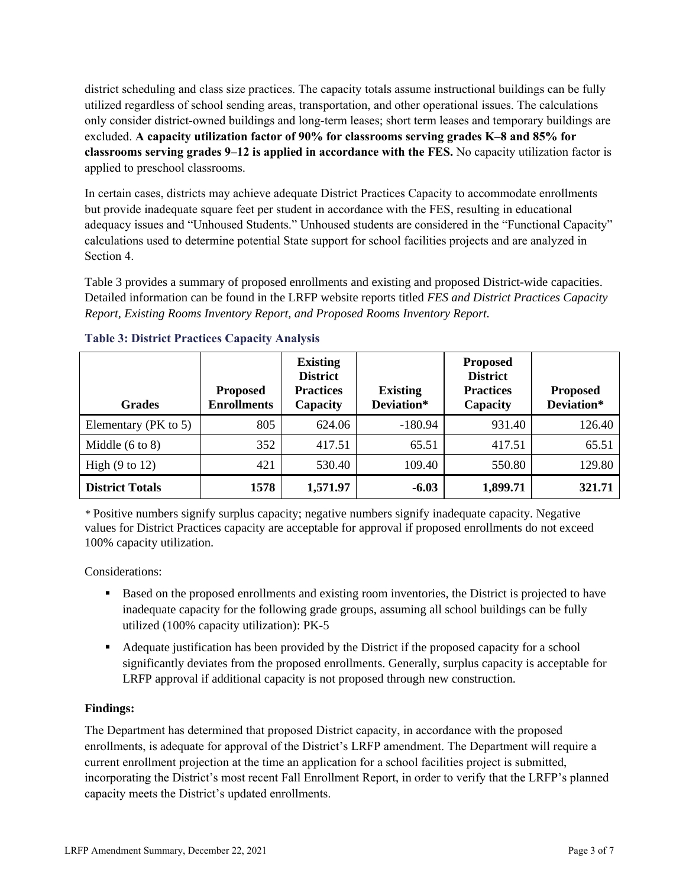district scheduling and class size practices. The capacity totals assume instructional buildings can be fully utilized regardless of school sending areas, transportation, and other operational issues. The calculations only consider district-owned buildings and long-term leases; short term leases and temporary buildings are excluded. **A capacity utilization factor of 90% for classrooms serving grades K–8 and 85% for classrooms serving grades 9–12 is applied in accordance with the FES.** No capacity utilization factor is applied to preschool classrooms.

In certain cases, districts may achieve adequate District Practices Capacity to accommodate enrollments but provide inadequate square feet per student in accordance with the FES, resulting in educational adequacy issues and "Unhoused Students." Unhoused students are considered in the "Functional Capacity" calculations used to determine potential State support for school facilities projects and are analyzed in Section 4.

Table 3 provides a summary of proposed enrollments and existing and proposed District-wide capacities. Detailed information can be found in the LRFP website reports titled *FES and District Practices Capacity Report, Existing Rooms Inventory Report, and Proposed Rooms Inventory Report.*

**Table 3: District Practices Capacity Analysis**

| Grades | Proposed Enrollments | Existing District Practices Capacity | Existing Deviation* | Proposed District Practices Capacity | Proposed Deviation* |
|---|---|---|---|---|---|
| Elementary (PK to 5) | 805 | 624.06 | -180.94 | 931.40 | 126.40 |
| Middle (6 to 8) | 352 | 417.51 | 65.51 | 417.51 | 65.51 |
| High (9 to 12) | 421 | 530.40 | 109.40 | 550.80 | 129.80 |
| **District Totals** | **1578** | **1,571.97** | **-6.03** | **1,899.71** | **321.71** |

* Positive numbers signify surplus capacity; negative numbers signify inadequate capacity. Negative values for District Practices capacity are acceptable for approval if proposed enrollments do not exceed 100% capacity utilization.

Considerations:

- Based on the proposed enrollments and existing room inventories, the District is projected to have inadequate capacity for the following grade groups, assuming all school buildings can be fully utilized (100% capacity utilization): PK-5
- Adequate justification has been provided by the District if the proposed capacity for a school significantly deviates from the proposed enrollments. Generally, surplus capacity is acceptable for LRFP approval if additional capacity is not proposed through new construction.

**Findings:**

The Department has determined that proposed District capacity, in accordance with the proposed enrollments, is adequate for approval of the District's LRFP amendment. The Department will require a current enrollment projection at the time an application for a school facilities project is submitted, incorporating the District's most recent Fall Enrollment Report, in order to verify that the LRFP's planned capacity meets the District's updated enrollments.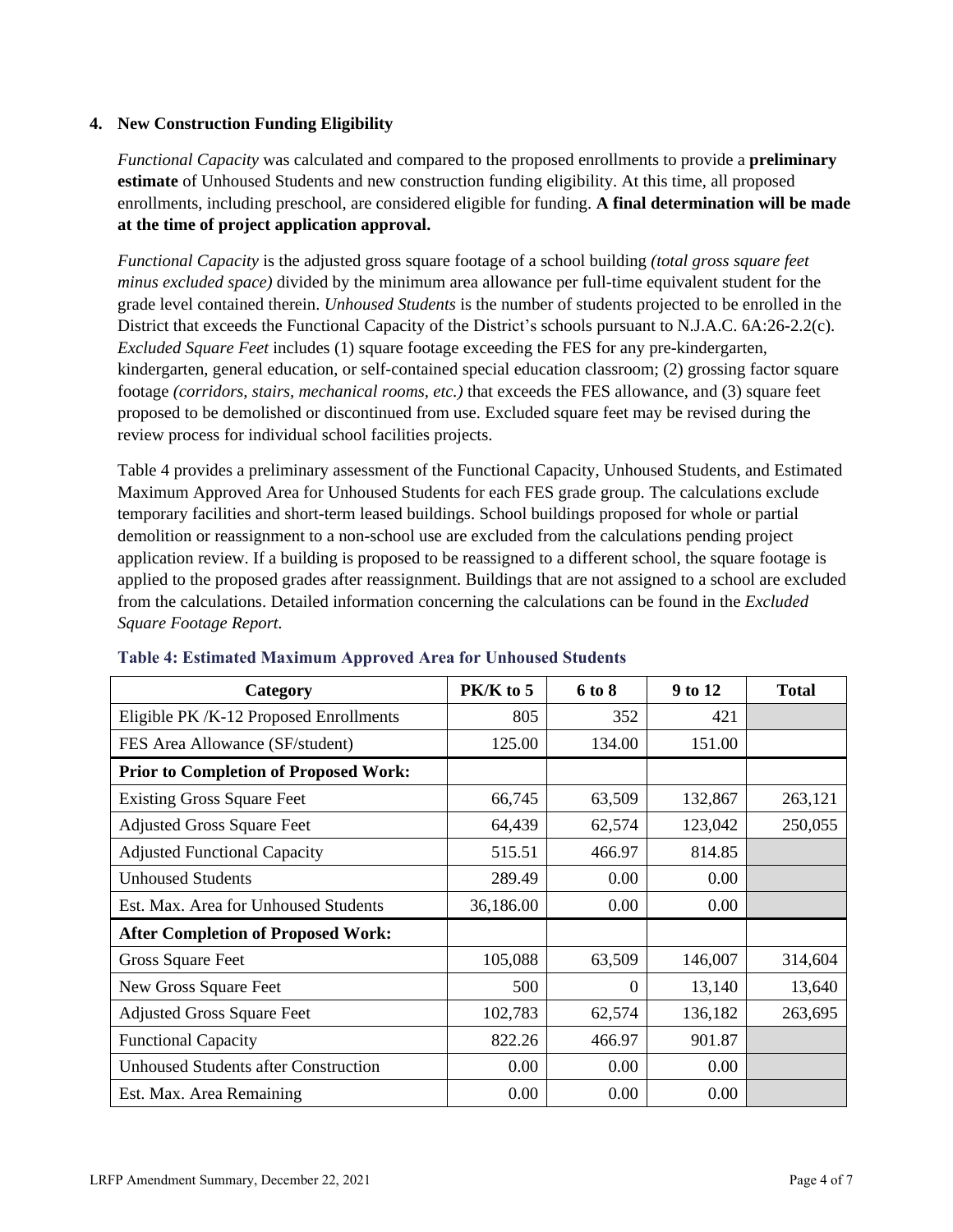### 4. New Construction Funding Eligibility

*Functional Capacity* was calculated and compared to the proposed enrollments to provide a **preliminary estimate** of Unhoused Students and new construction funding eligibility. At this time, all proposed enrollments, including preschool, are considered eligible for funding. **A final determination will be made at the time of project application approval.**

*Functional Capacity* is the adjusted gross square footage of a school building *(total gross square feet minus excluded space)* divided by the minimum area allowance per full-time equivalent student for the grade level contained therein. *Unhoused Students* is the number of students projected to be enrolled in the District that exceeds the Functional Capacity of the District's schools pursuant to N.J.A.C. 6A:26-2.2(c). *Excluded Square Feet* includes (1) square footage exceeding the FES for any pre-kindergarten, kindergarten, general education, or self-contained special education classroom; (2) grossing factor square footage *(corridors, stairs, mechanical rooms, etc.)* that exceeds the FES allowance, and (3) square feet proposed to be demolished or discontinued from use. Excluded square feet may be revised during the review process for individual school facilities projects.

Table 4 provides a preliminary assessment of the Functional Capacity, Unhoused Students, and Estimated Maximum Approved Area for Unhoused Students for each FES grade group. The calculations exclude temporary facilities and short-term leased buildings. School buildings proposed for whole or partial demolition or reassignment to a non-school use are excluded from the calculations pending project application review. If a building is proposed to be reassigned to a different school, the square footage is applied to the proposed grades after reassignment. Buildings that are not assigned to a school are excluded from the calculations. Detailed information concerning the calculations can be found in the *Excluded Square Footage Report.*

**Table 4: Estimated Maximum Approved Area for Unhoused Students**

| Category | PK/K to 5 | 6 to 8 | 9 to 12 | Total |
|---|---|---|---|---|
| Eligible PK /K-12 Proposed Enrollments | 805 | 352 | 421 | |
| FES Area Allowance (SF/student) | 125.00 | 134.00 | 151.00 | |
| **Prior to Completion of Proposed Work:** | | | | |
| Existing Gross Square Feet | 66,745 | 63,509 | 132,867 | 263,121 |
| Adjusted Gross Square Feet | 64,439 | 62,574 | 123,042 | 250,055 |
| Adjusted Functional Capacity | 515.51 | 466.97 | 814.85 | |
| Unhoused Students | 289.49 | 0.00 | 0.00 | |
| Est. Max. Area for Unhoused Students | 36,186.00 | 0.00 | 0.00 | |
| **After Completion of Proposed Work:** | | | | |
| Gross Square Feet | 105,088 | 63,509 | 146,007 | 314,604 |
| New Gross Square Feet | 500 | 0 | 13,140 | 13,640 |
| Adjusted Gross Square Feet | 102,783 | 62,574 | 136,182 | 263,695 |
| Functional Capacity | 822.26 | 466.97 | 901.87 | |
| Unhoused Students after Construction | 0.00 | 0.00 | 0.00 | |
| Est. Max. Area Remaining | 0.00 | 0.00 | 0.00 | |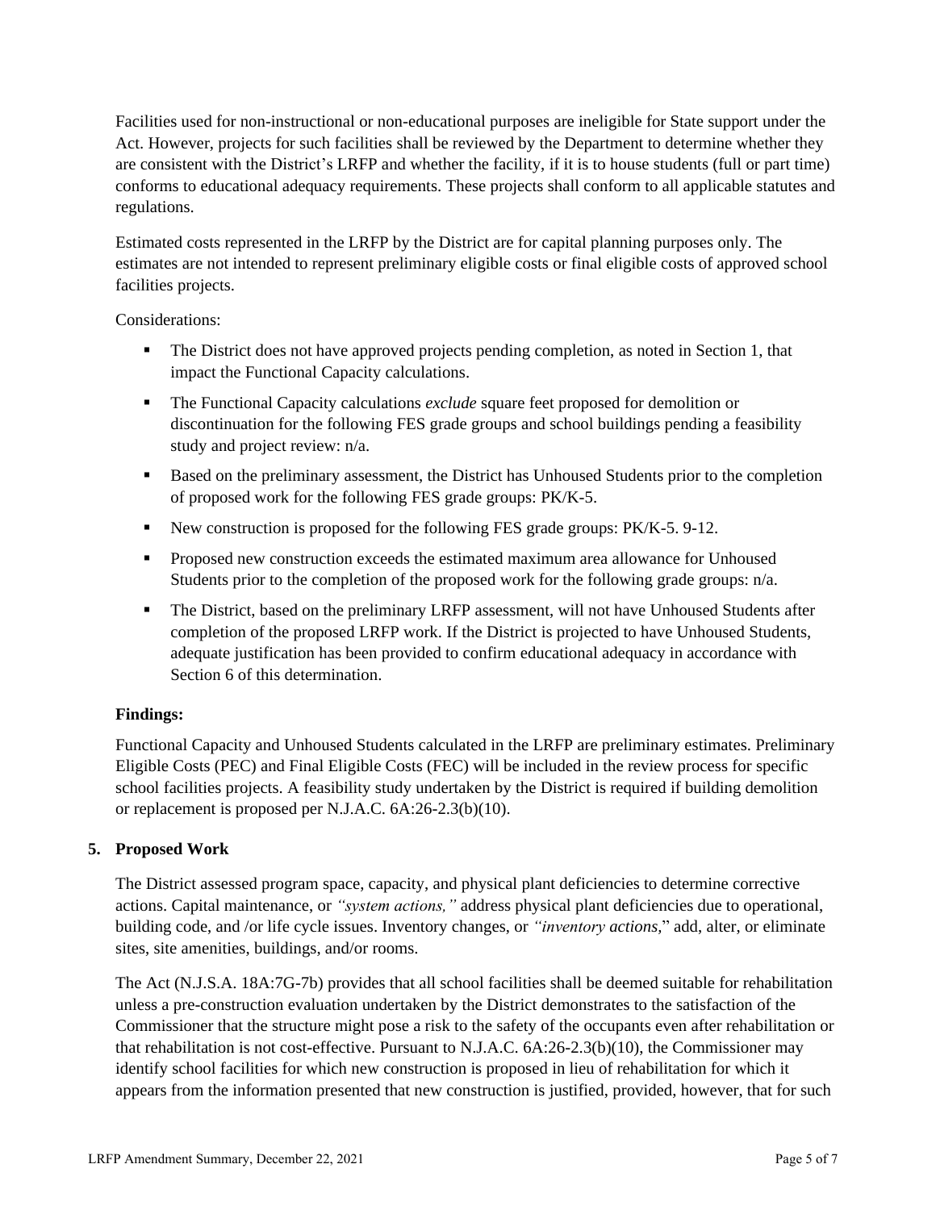Facilities used for non-instructional or non-educational purposes are ineligible for State support under the Act. However, projects for such facilities shall be reviewed by the Department to determine whether they are consistent with the District's LRFP and whether the facility, if it is to house students (full or part time) conforms to educational adequacy requirements. These projects shall conform to all applicable statutes and regulations.

Estimated costs represented in the LRFP by the District are for capital planning purposes only. The estimates are not intended to represent preliminary eligible costs or final eligible costs of approved school facilities projects.

Considerations:

- The District does not have approved projects pending completion, as noted in Section 1, that impact the Functional Capacity calculations.
- The Functional Capacity calculations *exclude* square feet proposed for demolition or discontinuation for the following FES grade groups and school buildings pending a feasibility study and project review: n/a.
- Based on the preliminary assessment, the District has Unhoused Students prior to the completion of proposed work for the following FES grade groups: PK/K-5.
- New construction is proposed for the following FES grade groups: PK/K-5. 9-12.
- Proposed new construction exceeds the estimated maximum area allowance for Unhoused Students prior to the completion of the proposed work for the following grade groups: n/a.
- The District, based on the preliminary LRFP assessment, will not have Unhoused Students after completion of the proposed LRFP work. If the District is projected to have Unhoused Students, adequate justification has been provided to confirm educational adequacy in accordance with Section 6 of this determination.

**Findings:**

Functional Capacity and Unhoused Students calculated in the LRFP are preliminary estimates. Preliminary Eligible Costs (PEC) and Final Eligible Costs (FEC) will be included in the review process for specific school facilities projects. A feasibility study undertaken by the District is required if building demolition or replacement is proposed per N.J.A.C. 6A:26-2.3(b)(10).

## 5. Proposed Work

The District assessed program space, capacity, and physical plant deficiencies to determine corrective actions. Capital maintenance, or *"system actions,"* address physical plant deficiencies due to operational, building code, and /or life cycle issues. Inventory changes, or *"inventory actions*," add, alter, or eliminate sites, site amenities, buildings, and/or rooms.

The Act (N.J.S.A. 18A:7G-7b) provides that all school facilities shall be deemed suitable for rehabilitation unless a pre-construction evaluation undertaken by the District demonstrates to the satisfaction of the Commissioner that the structure might pose a risk to the safety of the occupants even after rehabilitation or that rehabilitation is not cost-effective. Pursuant to N.J.A.C. 6A:26-2.3(b)(10), the Commissioner may identify school facilities for which new construction is proposed in lieu of rehabilitation for which it appears from the information presented that new construction is justified, provided, however, that for such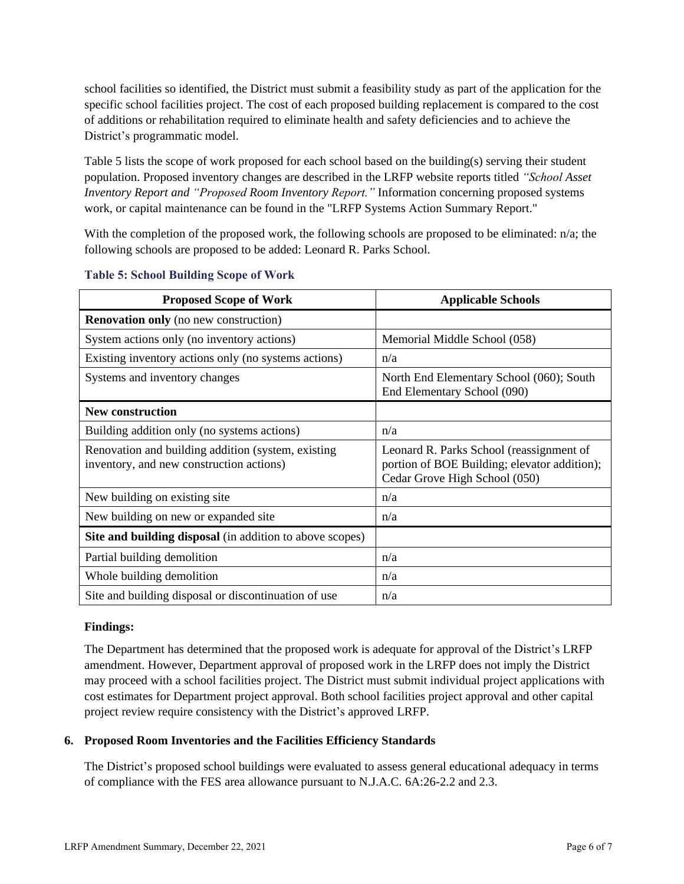school facilities so identified, the District must submit a feasibility study as part of the application for the specific school facilities project. The cost of each proposed building replacement is compared to the cost of additions or rehabilitation required to eliminate health and safety deficiencies and to achieve the District's programmatic model.

Table 5 lists the scope of work proposed for each school based on the building(s) serving their student population. Proposed inventory changes are described in the LRFP website reports titled *"School Asset Inventory Report and "Proposed Room Inventory Report."* Information concerning proposed systems work, or capital maintenance can be found in the "LRFP Systems Action Summary Report."

With the completion of the proposed work, the following schools are proposed to be eliminated: n/a; the following schools are proposed to be added: Leonard R. Parks School.

**Table 5: School Building Scope of Work**

| Proposed Scope of Work | Applicable Schools |
|---|---|
| **Renovation only** (no new construction) | |
| System actions only (no inventory actions) | Memorial Middle School (058) |
| Existing inventory actions only (no systems actions) | n/a |
| Systems and inventory changes | North End Elementary School (060); South End Elementary School (090) |
| **New construction** | |
| Building addition only (no systems actions) | n/a |
| Renovation and building addition (system, existing inventory, and new construction actions) | Leonard R. Parks School (reassignment of portion of BOE Building; elevator addition); Cedar Grove High School (050) |
| New building on existing site | n/a |
| New building on new or expanded site | n/a |
| **Site and building disposal** (in addition to above scopes) | |
| Partial building demolition | n/a |
| Whole building demolition | n/a |
| Site and building disposal or discontinuation of use | n/a |

**Findings:**

The Department has determined that the proposed work is adequate for approval of the District's LRFP amendment. However, Department approval of proposed work in the LRFP does not imply the District may proceed with a school facilities project. The District must submit individual project applications with cost estimates for Department project approval. Both school facilities project approval and other capital project review require consistency with the District's approved LRFP.

## 6. Proposed Room Inventories and the Facilities Efficiency Standards

The District's proposed school buildings were evaluated to assess general educational adequacy in terms of compliance with the FES area allowance pursuant to N.J.A.C. 6A:26-2.2 and 2.3.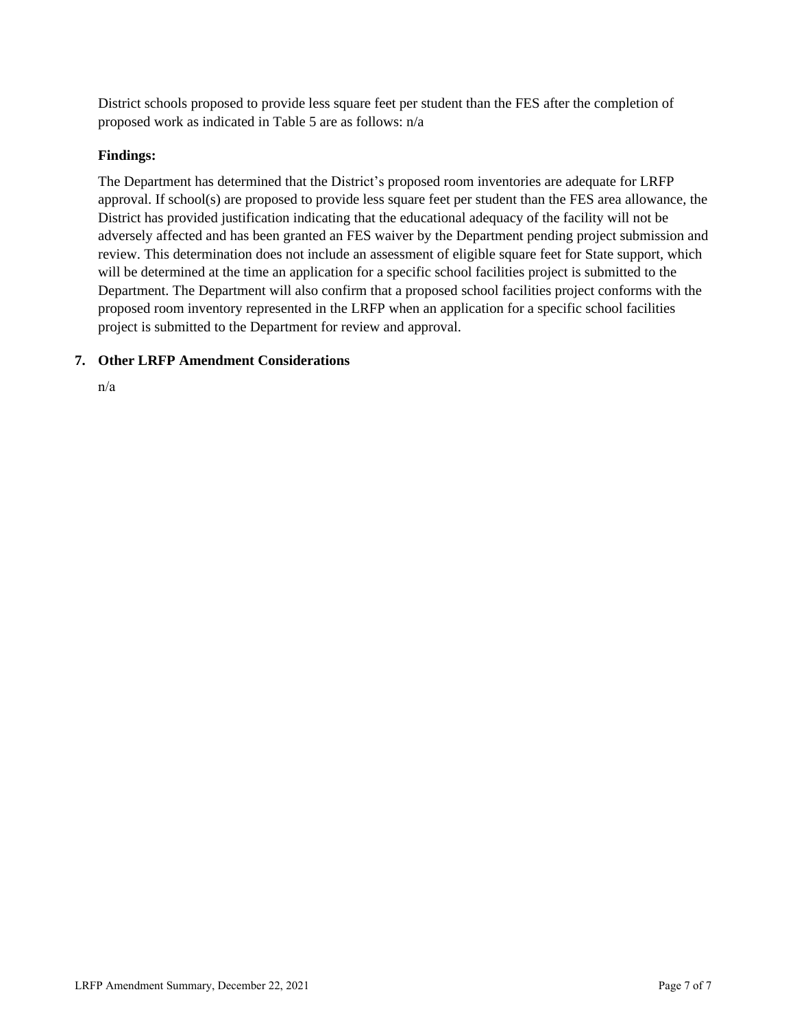District schools proposed to provide less square feet per student than the FES after the completion of proposed work as indicated in Table 5 are as follows: n/a

**Findings:**

The Department has determined that the District's proposed room inventories are adequate for LRFP approval. If school(s) are proposed to provide less square feet per student than the FES area allowance, the District has provided justification indicating that the educational adequacy of the facility will not be adversely affected and has been granted an FES waiver by the Department pending project submission and review. This determination does not include an assessment of eligible square feet for State support, which will be determined at the time an application for a specific school facilities project is submitted to the Department. The Department will also confirm that a proposed school facilities project conforms with the proposed room inventory represented in the LRFP when an application for a specific school facilities project is submitted to the Department for review and approval.

## 7. Other LRFP Amendment Considerations

n/a